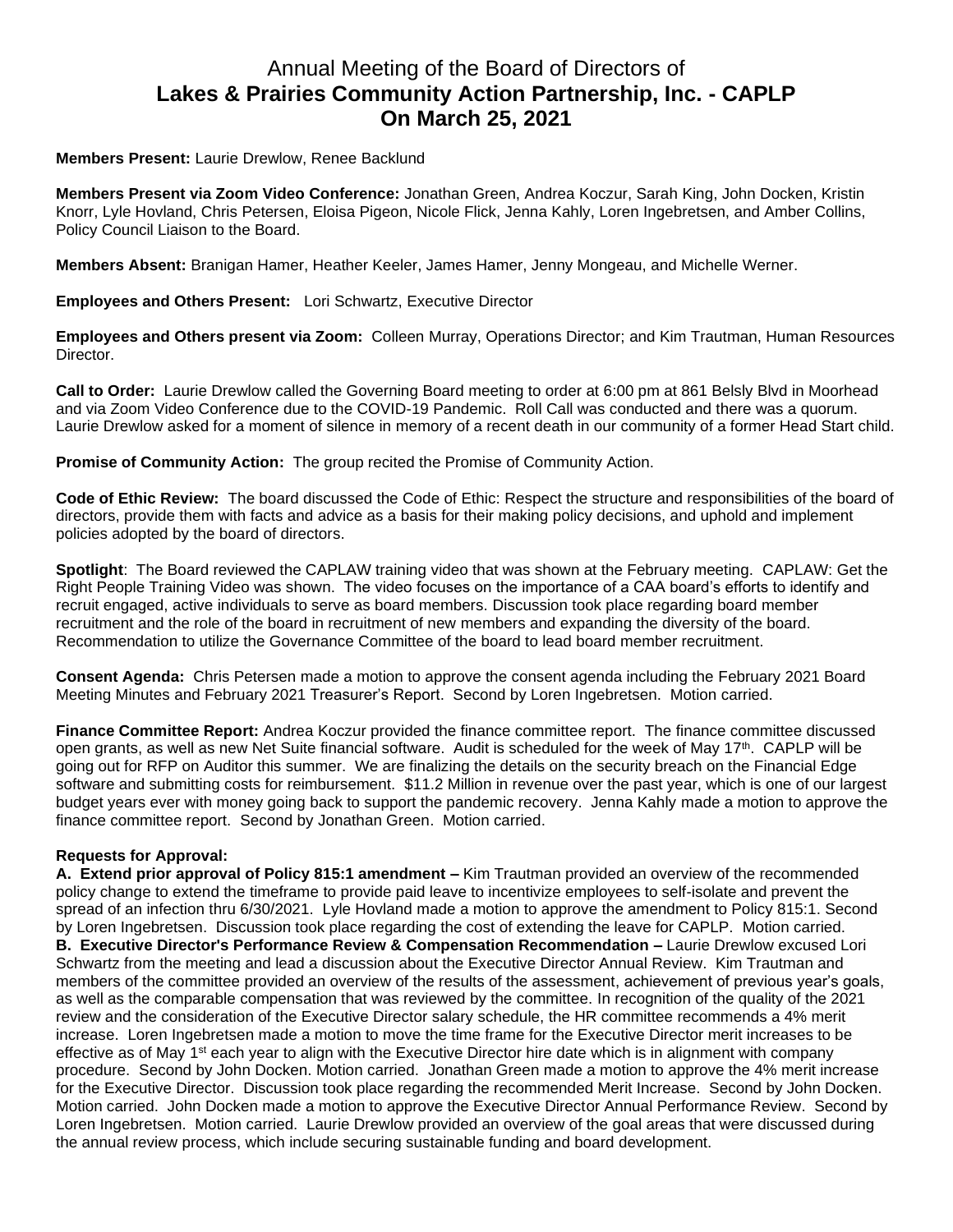# Annual Meeting of the Board of Directors of
# **Lakes & Prairies Community Action Partnership, Inc. - CAPLP**
# **On March 25, 2021**

**Members Present:** Laurie Drewlow, Renee Backlund

**Members Present via Zoom Video Conference:** Jonathan Green, Andrea Koczur, Sarah King, John Docken, Kristin Knorr, Lyle Hovland, Chris Petersen, Eloisa Pigeon, Nicole Flick, Jenna Kahly, Loren Ingebretsen, and Amber Collins, Policy Council Liaison to the Board.

**Members Absent:** Branigan Hamer, Heather Keeler, James Hamer, Jenny Mongeau, and Michelle Werner.

**Employees and Others Present:** Lori Schwartz, Executive Director

**Employees and Others present via Zoom:** Colleen Murray, Operations Director; and Kim Trautman, Human Resources Director.

**Call to Order:** Laurie Drewlow called the Governing Board meeting to order at 6:00 pm at 861 Belsly Blvd in Moorhead and via Zoom Video Conference due to the COVID-19 Pandemic. Roll Call was conducted and there was a quorum. Laurie Drewlow asked for a moment of silence in memory of a recent death in our community of a former Head Start child.

**Promise of Community Action:** The group recited the Promise of Community Action.

**Code of Ethic Review:** The board discussed the Code of Ethic: Respect the structure and responsibilities of the board of directors, provide them with facts and advice as a basis for their making policy decisions, and uphold and implement policies adopted by the board of directors.

**Spotlight**: The Board reviewed the CAPLAW training video that was shown at the February meeting. CAPLAW: Get the Right People Training Video was shown. The video focuses on the importance of a CAA board's efforts to identify and recruit engaged, active individuals to serve as board members. Discussion took place regarding board member recruitment and the role of the board in recruitment of new members and expanding the diversity of the board. Recommendation to utilize the Governance Committee of the board to lead board member recruitment.

**Consent Agenda:** Chris Petersen made a motion to approve the consent agenda including the February 2021 Board Meeting Minutes and February 2021 Treasurer's Report. Second by Loren Ingebretsen. Motion carried.

**Finance Committee Report:** Andrea Koczur provided the finance committee report. The finance committee discussed open grants, as well as new Net Suite financial software. Audit is scheduled for the week of May 17th. CAPLP will be going out for RFP on Auditor this summer. We are finalizing the details on the security breach on the Financial Edge software and submitting costs for reimbursement. $11.2 Million in revenue over the past year, which is one of our largest budget years ever with money going back to support the pandemic recovery. Jenna Kahly made a motion to approve the finance committee report. Second by Jonathan Green. Motion carried.

**Requests for Approval:**

**A. Extend prior approval of Policy 815:1 amendment –** Kim Trautman provided an overview of the recommended policy change to extend the timeframe to provide paid leave to incentivize employees to self-isolate and prevent the spread of an infection thru 6/30/2021. Lyle Hovland made a motion to approve the amendment to Policy 815:1. Second by Loren Ingebretsen. Discussion took place regarding the cost of extending the leave for CAPLP. Motion carried.

**B. Executive Director's Performance Review & Compensation Recommendation –** Laurie Drewlow excused Lori Schwartz from the meeting and lead a discussion about the Executive Director Annual Review. Kim Trautman and members of the committee provided an overview of the results of the assessment, achievement of previous year's goals, as well as the comparable compensation that was reviewed by the committee. In recognition of the quality of the 2021 review and the consideration of the Executive Director salary schedule, the HR committee recommends a 4% merit increase. Loren Ingebretsen made a motion to move the time frame for the Executive Director merit increases to be effective as of May 1st each year to align with the Executive Director hire date which is in alignment with company procedure. Second by John Docken. Motion carried. Jonathan Green made a motion to approve the 4% merit increase for the Executive Director. Discussion took place regarding the recommended Merit Increase. Second by John Docken. Motion carried. John Docken made a motion to approve the Executive Director Annual Performance Review. Second by Loren Ingebretsen. Motion carried. Laurie Drewlow provided an overview of the goal areas that were discussed during the annual review process, which include securing sustainable funding and board development.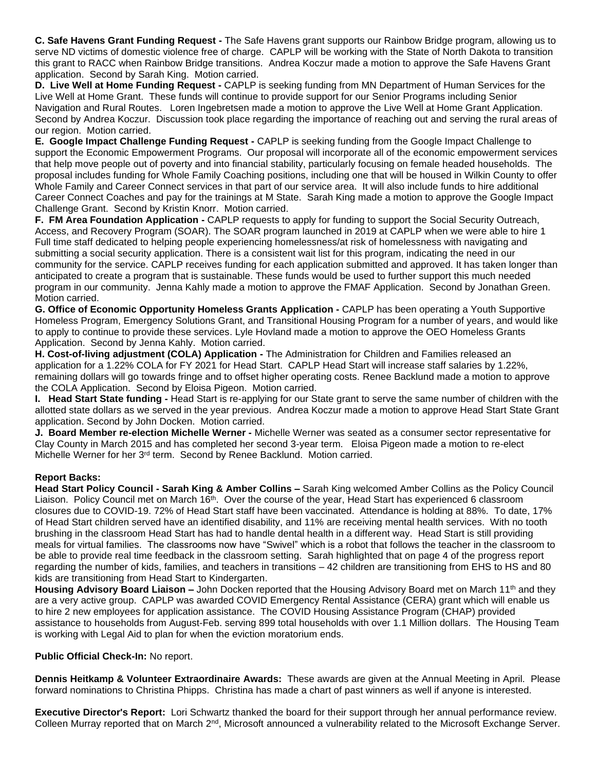**C. Safe Havens Grant Funding Request -** The Safe Havens grant supports our Rainbow Bridge program, allowing us to serve ND victims of domestic violence free of charge. CAPLP will be working with the State of North Dakota to transition this grant to RACC when Rainbow Bridge transitions. Andrea Koczur made a motion to approve the Safe Havens Grant application. Second by Sarah King. Motion carried.

**D. Live Well at Home Funding Request -** CAPLP is seeking funding from MN Department of Human Services for the Live Well at Home Grant. These funds will continue to provide support for our Senior Programs including Senior Navigation and Rural Routes. Loren Ingebretsen made a motion to approve the Live Well at Home Grant Application. Second by Andrea Koczur. Discussion took place regarding the importance of reaching out and serving the rural areas of our region. Motion carried.

**E. Google Impact Challenge Funding Request -** CAPLP is seeking funding from the Google Impact Challenge to support the Economic Empowerment Programs. Our proposal will incorporate all of the economic empowerment services that help move people out of poverty and into financial stability, particularly focusing on female headed households. The proposal includes funding for Whole Family Coaching positions, including one that will be housed in Wilkin County to offer Whole Family and Career Connect services in that part of our service area. It will also include funds to hire additional Career Connect Coaches and pay for the trainings at M State. Sarah King made a motion to approve the Google Impact Challenge Grant. Second by Kristin Knorr. Motion carried.

**F. FM Area Foundation Application -** CAPLP requests to apply for funding to support the Social Security Outreach, Access, and Recovery Program (SOAR). The SOAR program launched in 2019 at CAPLP when we were able to hire 1 Full time staff dedicated to helping people experiencing homelessness/at risk of homelessness with navigating and submitting a social security application. There is a consistent wait list for this program, indicating the need in our community for the service. CAPLP receives funding for each application submitted and approved. It has taken longer than anticipated to create a program that is sustainable. These funds would be used to further support this much needed program in our community. Jenna Kahly made a motion to approve the FMAF Application. Second by Jonathan Green. Motion carried.

**G. Office of Economic Opportunity Homeless Grants Application -** CAPLP has been operating a Youth Supportive Homeless Program, Emergency Solutions Grant, and Transitional Housing Program for a number of years, and would like to apply to continue to provide these services. Lyle Hovland made a motion to approve the OEO Homeless Grants Application. Second by Jenna Kahly. Motion carried.

**H. Cost-of-living adjustment (COLA) Application -** The Administration for Children and Families released an application for a 1.22% COLA for FY 2021 for Head Start. CAPLP Head Start will increase staff salaries by 1.22%, remaining dollars will go towards fringe and to offset higher operating costs. Renee Backlund made a motion to approve the COLA Application. Second by Eloisa Pigeon. Motion carried.

**I. Head Start State funding -** Head Start is re-applying for our State grant to serve the same number of children with the allotted state dollars as we served in the year previous. Andrea Koczur made a motion to approve Head Start State Grant application. Second by John Docken. Motion carried.

**J. Board Member re-election Michelle Werner -** Michelle Werner was seated as a consumer sector representative for Clay County in March 2015 and has completed her second 3-year term. Eloisa Pigeon made a motion to re-elect Michelle Werner for her 3rd term. Second by Renee Backlund. Motion carried.

**Report Backs:**

**Head Start Policy Council - Sarah King & Amber Collins –** Sarah King welcomed Amber Collins as the Policy Council Liaison. Policy Council met on March 16th. Over the course of the year, Head Start has experienced 6 classroom closures due to COVID-19. 72% of Head Start staff have been vaccinated. Attendance is holding at 88%. To date, 17% of Head Start children served have an identified disability, and 11% are receiving mental health services. With no tooth brushing in the classroom Head Start has had to handle dental health in a different way. Head Start is still providing meals for virtual families. The classrooms now have "Swivel" which is a robot that follows the teacher in the classroom to be able to provide real time feedback in the classroom setting. Sarah highlighted that on page 4 of the progress report regarding the number of kids, families, and teachers in transitions – 42 children are transitioning from EHS to HS and 80 kids are transitioning from Head Start to Kindergarten.

**Housing Advisory Board Liaison –** John Docken reported that the Housing Advisory Board met on March 11th and they are a very active group. CAPLP was awarded COVID Emergency Rental Assistance (CERA) grant which will enable us to hire 2 new employees for application assistance. The COVID Housing Assistance Program (CHAP) provided assistance to households from August-Feb. serving 899 total households with over 1.1 Million dollars. The Housing Team is working with Legal Aid to plan for when the eviction moratorium ends.

**Public Official Check-In:** No report.

**Dennis Heitkamp & Volunteer Extraordinaire Awards:** These awards are given at the Annual Meeting in April. Please forward nominations to Christina Phipps. Christina has made a chart of past winners as well if anyone is interested.

**Executive Director's Report:** Lori Schwartz thanked the board for their support through her annual performance review. Colleen Murray reported that on March 2nd, Microsoft announced a vulnerability related to the Microsoft Exchange Server.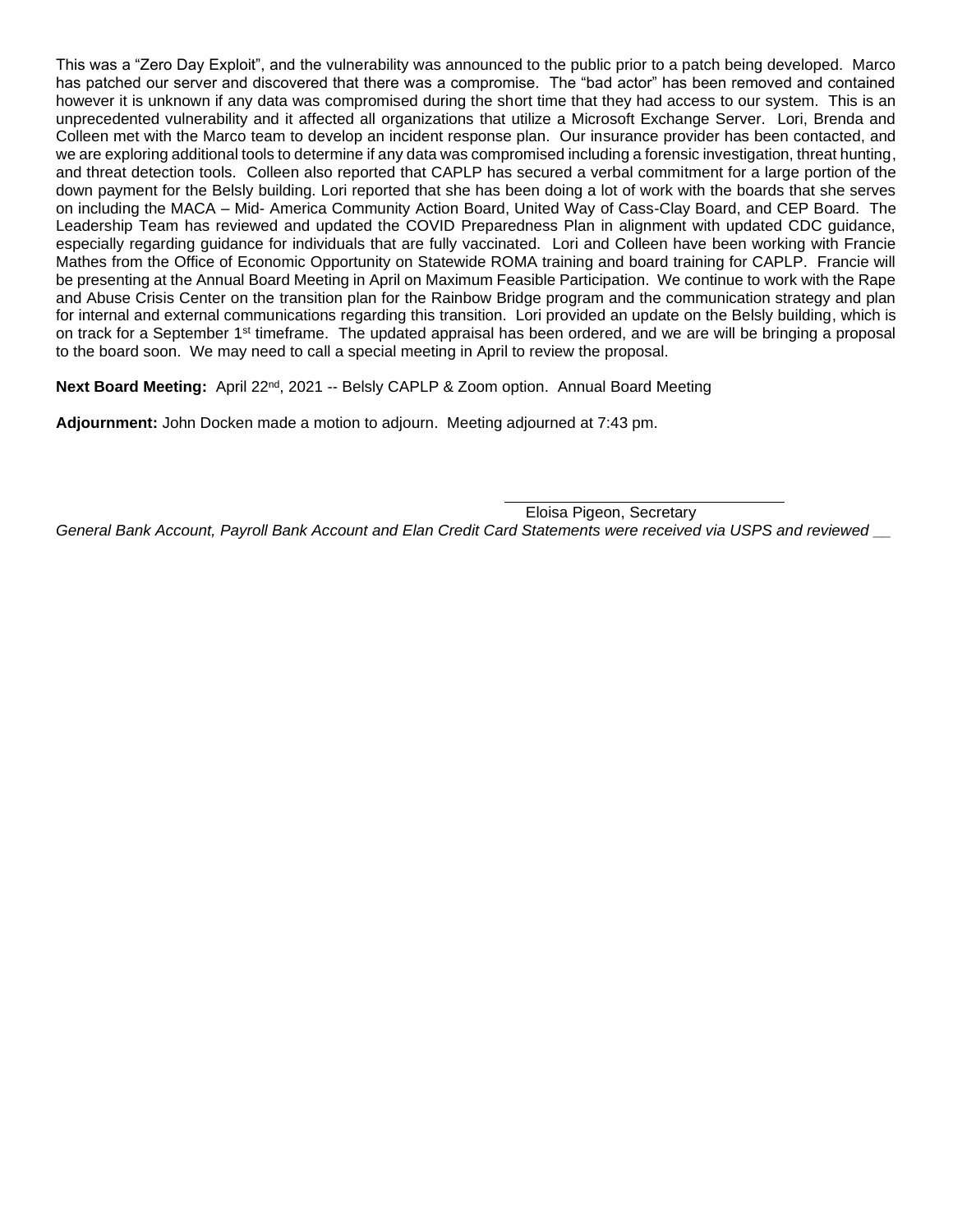This was a "Zero Day Exploit", and the vulnerability was announced to the public prior to a patch being developed. Marco has patched our server and discovered that there was a compromise. The "bad actor" has been removed and contained however it is unknown if any data was compromised during the short time that they had access to our system. This is an unprecedented vulnerability and it affected all organizations that utilize a Microsoft Exchange Server. Lori, Brenda and Colleen met with the Marco team to develop an incident response plan. Our insurance provider has been contacted, and we are exploring additional tools to determine if any data was compromised including a forensic investigation, threat hunting, and threat detection tools. Colleen also reported that CAPLP has secured a verbal commitment for a large portion of the down payment for the Belsly building. Lori reported that she has been doing a lot of work with the boards that she serves on including the MACA – Mid- America Community Action Board, United Way of Cass-Clay Board, and CEP Board. The Leadership Team has reviewed and updated the COVID Preparedness Plan in alignment with updated CDC guidance, especially regarding guidance for individuals that are fully vaccinated. Lori and Colleen have been working with Francie Mathes from the Office of Economic Opportunity on Statewide ROMA training and board training for CAPLP. Francie will be presenting at the Annual Board Meeting in April on Maximum Feasible Participation. We continue to work with the Rape and Abuse Crisis Center on the transition plan for the Rainbow Bridge program and the communication strategy and plan for internal and external communications regarding this transition. Lori provided an update on the Belsly building, which is on track for a September 1st timeframe. The updated appraisal has been ordered, and we are will be bringing a proposal to the board soon. We may need to call a special meeting in April to review the proposal.

**Next Board Meeting:** April 22nd, 2021 -- Belsly CAPLP & Zoom option. Annual Board Meeting

**Adjournment:** John Docken made a motion to adjourn. Meeting adjourned at 7:43 pm.

\_\_\_\_\_\_\_\_\_\_\_\_\_\_\_\_\_\_\_\_\_\_\_\_\_\_\_\_\_\_\_\_

Eloisa Pigeon, Secretary

*General Bank Account, Payroll Bank Account and Elan Credit Card Statements were received via USPS and reviewed \_\_*